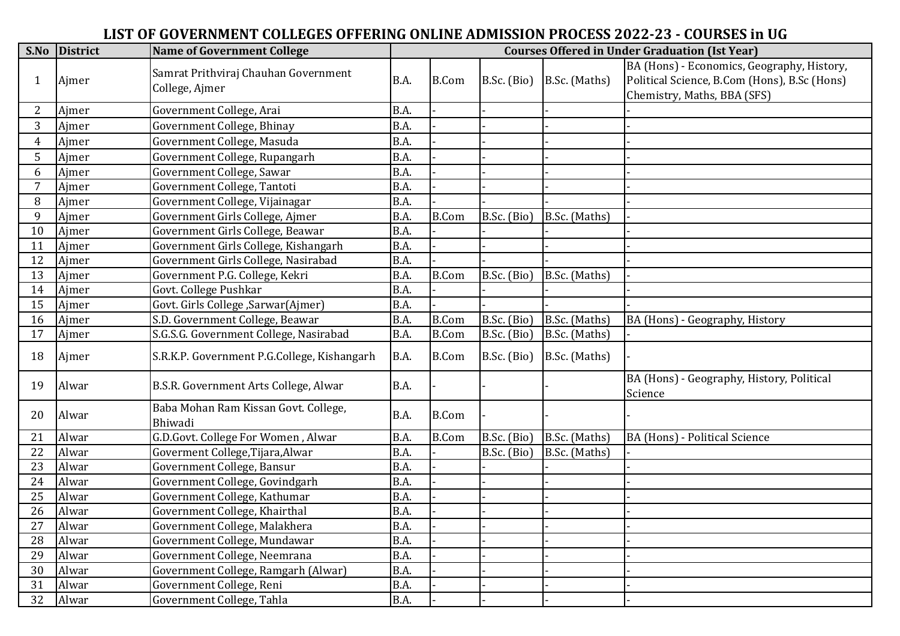# LIST OF GOVERNMENT COLLEGES OFFERING ONLINE ADMISSION PROCESS 2022-23 - COURSES in UG

| S.No | District | Name of Government College | Courses Offered in Under Graduation (Ist Year) | | | | |
|---|---|---|---|---|---|---|---|
| 1 | Ajmer | Samrat Prithviraj Chauhan Government College, Ajmer | B.A. | B.Com | B.Sc. (Bio) | B.Sc. (Maths) | BA (Hons) - Economics, Geography, History, Political Science, B.Com (Hons), B.Sc (Hons) Chemistry, Maths, BBA (SFS) |
| 2 | Ajmer | Government College, Arai | B.A. | - | - | - | - |
| 3 | Ajmer | Government College, Bhinay | B.A. | - | - | - | - |
| 4 | Ajmer | Government College, Masuda | B.A. | - | - | - | - |
| 5 | Ajmer | Government College, Rupangarh | B.A. | - | - | - | - |
| 6 | Ajmer | Government College, Sawar | B.A. | - | - | - | - |
| 7 | Ajmer | Government College, Tantoti | B.A. | - | - | - | - |
| 8 | Ajmer | Government College, Vijainagar | B.A. | - | - | - | - |
| 9 | Ajmer | Government Girls College, Ajmer | B.A. | B.Com | B.Sc. (Bio) | B.Sc. (Maths) | - |
| 10 | Ajmer | Government Girls College, Beawar | B.A. | - | - | - | - |
| 11 | Ajmer | Government Girls College, Kishangarh | B.A. | - | - | - | - |
| 12 | Ajmer | Government Girls College, Nasirabad | B.A. | - | - | - | - |
| 13 | Ajmer | Government P.G. College, Kekri | B.A. | B.Com | B.Sc. (Bio) | B.Sc. (Maths) | - |
| 14 | Ajmer | Govt. College Pushkar | B.A. | - | - | - | - |
| 15 | Ajmer | Govt. Girls College ,Sarwar(Ajmer) | B.A. | - | - | - | - |
| 16 | Ajmer | S.D. Government College, Beawar | B.A. | B.Com | B.Sc. (Bio) | B.Sc. (Maths) | BA (Hons) - Geography, History |
| 17 | Ajmer | S.G.S.G. Government College, Nasirabad | B.A. | B.Com | B.Sc. (Bio) | B.Sc. (Maths) | - |
| 18 | Ajmer | S.R.K.P. Government P.G.College, Kishangarh | B.A. | B.Com | B.Sc. (Bio) | B.Sc. (Maths) | - |
| 19 | Alwar | B.S.R. Government Arts College, Alwar | B.A. | - | - | - | BA (Hons) - Geography, History, Political Science |
| 20 | Alwar | Baba Mohan Ram Kissan Govt. College, Bhiwadi | B.A. | B.Com | - | - | - |
| 21 | Alwar | G.D.Govt. College For Women , Alwar | B.A. | B.Com | B.Sc. (Bio) | B.Sc. (Maths) | BA (Hons) - Political Science |
| 22 | Alwar | Goverment College,Tijara,Alwar | B.A. | - | B.Sc. (Bio) | B.Sc. (Maths) | - |
| 23 | Alwar | Government College, Bansur | B.A. | - | - | - | - |
| 24 | Alwar | Government College, Govindgarh | B.A. | - | - | - | - |
| 25 | Alwar | Government College, Kathumar | B.A. | - | - | - | - |
| 26 | Alwar | Government College, Khairthal | B.A. | - | - | - | - |
| 27 | Alwar | Government College, Malakhera | B.A. | - | - | - | - |
| 28 | Alwar | Government College, Mundawar | B.A. | - | - | - | - |
| 29 | Alwar | Government College, Neemrana | B.A. | - | - | - | - |
| 30 | Alwar | Government College, Ramgarh (Alwar) | B.A. | - | - | - | - |
| 31 | Alwar | Government College, Reni | B.A. | - | - | - | - |
| 32 | Alwar | Government College, Tahla | B.A. | - | - | - | - |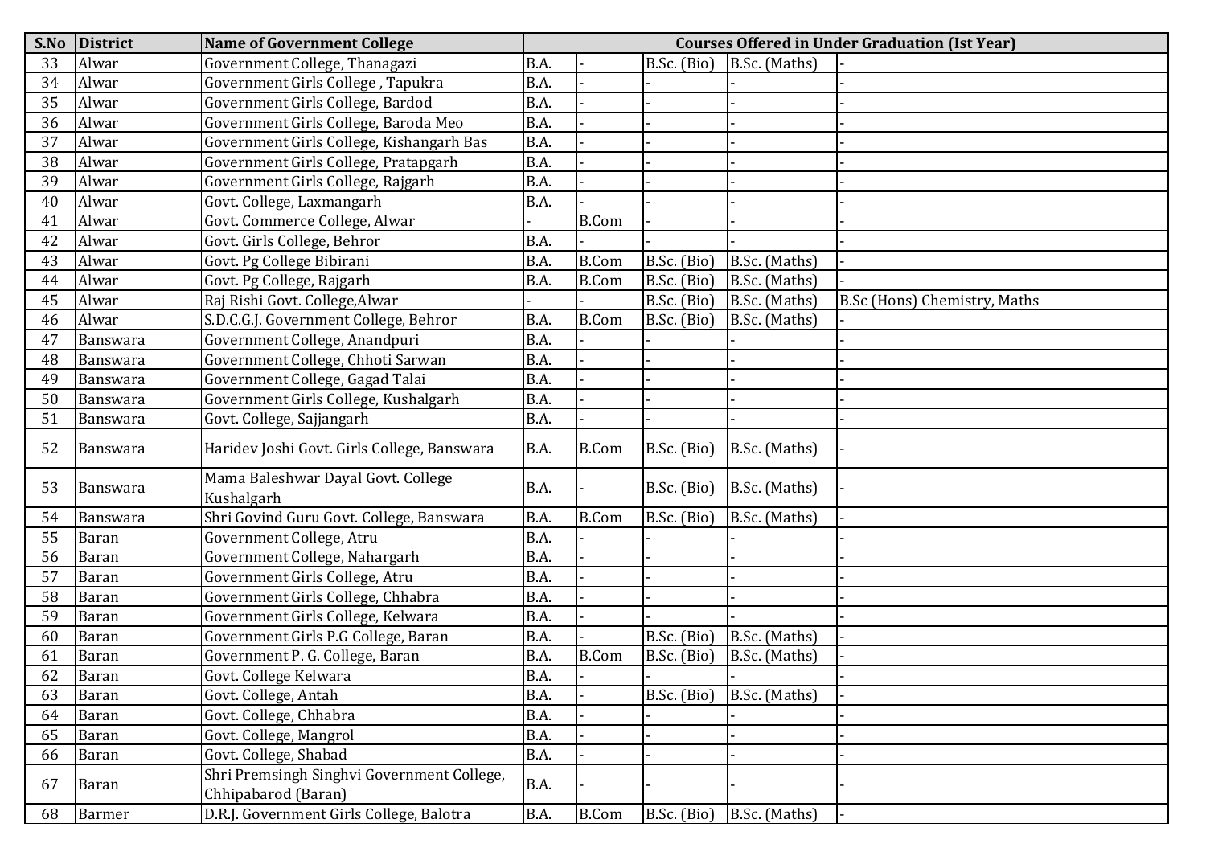| S.No | District | Name of Government College | Courses Offered in Under Graduation (Ist Year) | | | | |
|---|---|---|---|---|---|---|---|
| 33 | Alwar | Government College, Thanagazi | B.A. | - | B.Sc. (Bio) | B.Sc. (Maths) | - |
| 34 | Alwar | Government Girls College , Tapukra | B.A. | - | - | - | - |
| 35 | Alwar | Government Girls College, Bardod | B.A. | - | - | - | - |
| 36 | Alwar | Government Girls College, Baroda Meo | B.A. | - | - | - | - |
| 37 | Alwar | Government Girls College, Kishangarh Bas | B.A. | - | - | - | - |
| 38 | Alwar | Government Girls College, Pratapgarh | B.A. | - | - | - | - |
| 39 | Alwar | Government Girls College, Rajgarh | B.A. | - | - | - | - |
| 40 | Alwar | Govt. College, Laxmangarh | B.A. | - | - | - | - |
| 41 | Alwar | Govt. Commerce College, Alwar | - | B.Com | - | - | - |
| 42 | Alwar | Govt. Girls College, Behror | B.A. | - | - | - | - |
| 43 | Alwar | Govt. Pg College Bibirani | B.A. | B.Com | B.Sc. (Bio) | B.Sc. (Maths) | - |
| 44 | Alwar | Govt. Pg College, Rajgarh | B.A. | B.Com | B.Sc. (Bio) | B.Sc. (Maths) | - |
| 45 | Alwar | Raj Rishi Govt. College,Alwar | - | - | B.Sc. (Bio) | B.Sc. (Maths) | B.Sc (Hons) Chemistry, Maths |
| 46 | Alwar | S.D.C.G.J. Government College, Behror | B.A. | B.Com | B.Sc. (Bio) | B.Sc. (Maths) | - |
| 47 | Banswara | Government College, Anandpuri | B.A. | - | - | - | - |
| 48 | Banswara | Government College, Chhoti Sarwan | B.A. | - | - | - | - |
| 49 | Banswara | Government College, Gagad Talai | B.A. | - | - | - | - |
| 50 | Banswara | Government Girls College, Kushalgarh | B.A. | - | - | - | - |
| 51 | Banswara | Govt. College, Sajjangarh | B.A. | - | - | - | - |
| 52 | Banswara | Haridev Joshi Govt. Girls College, Banswara | B.A. | B.Com | B.Sc. (Bio) | B.Sc. (Maths) | - |
| 53 | Banswara | Mama Baleshwar Dayal Govt. College Kushalgarh | B.A. | - | B.Sc. (Bio) | B.Sc. (Maths) | - |
| 54 | Banswara | Shri Govind Guru Govt. College, Banswara | B.A. | B.Com | B.Sc. (Bio) | B.Sc. (Maths) | - |
| 55 | Baran | Government College, Atru | B.A. | - | - | - | - |
| 56 | Baran | Government College, Nahargarh | B.A. | - | - | - | - |
| 57 | Baran | Government Girls College, Atru | B.A. | - | - | - | - |
| 58 | Baran | Government Girls College, Chhabra | B.A. | - | - | - | - |
| 59 | Baran | Government Girls College, Kelwara | B.A. | - | - | - | - |
| 60 | Baran | Government Girls P.G College, Baran | B.A. | - | B.Sc. (Bio) | B.Sc. (Maths) | - |
| 61 | Baran | Government P. G. College, Baran | B.A. | B.Com | B.Sc. (Bio) | B.Sc. (Maths) | - |
| 62 | Baran | Govt. College Kelwara | B.A. | - | - | - | - |
| 63 | Baran | Govt. College, Antah | B.A. | - | B.Sc. (Bio) | B.Sc. (Maths) | - |
| 64 | Baran | Govt. College, Chhabra | B.A. | - | - | - | - |
| 65 | Baran | Govt. College, Mangrol | B.A. | - | - | - | - |
| 66 | Baran | Govt. College, Shabad | B.A. | - | - | - | - |
| 67 | Baran | Shri Premsingh Singhvi Government College, Chhipabarod (Baran) | B.A. | - | - | - | - |
| 68 | Barmer | D.R.J. Government Girls College, Balotra | B.A. | B.Com | B.Sc. (Bio) | B.Sc. (Maths) | - |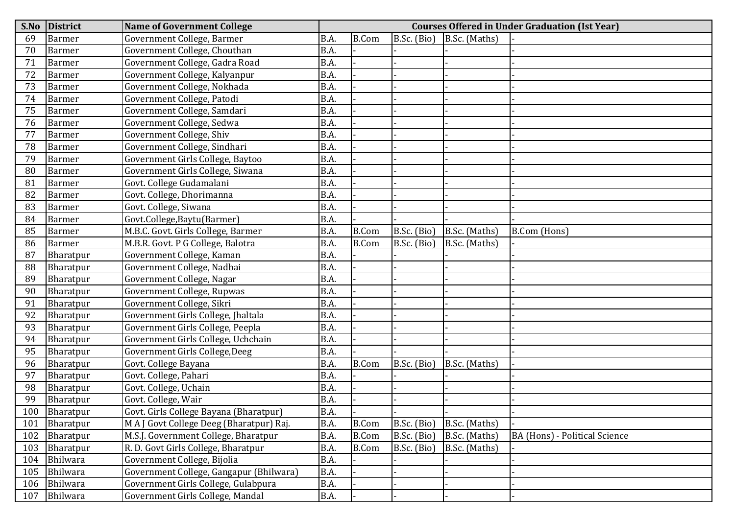| S.No | District | Name of Government College | Courses Offered in Under Graduation (Ist Year) | | | | |
|---|---|---|---|---|---|---|---|
| 69 | Barmer | Government College, Barmer | B.A. | B.Com | B.Sc. (Bio) | B.Sc. (Maths) | - |
| 70 | Barmer | Government College, Chouthan | B.A. | - | - | - | - |
| 71 | Barmer | Government College, Gadra Road | B.A. | - | - | - | - |
| 72 | Barmer | Government College, Kalyanpur | B.A. | - | - | - | - |
| 73 | Barmer | Government College, Nokhada | B.A. | - | - | - | - |
| 74 | Barmer | Government College, Patodi | B.A. | - | - | - | - |
| 75 | Barmer | Government College, Samdari | B.A. | - | - | - | - |
| 76 | Barmer | Government College, Sedwa | B.A. | - | - | - | - |
| 77 | Barmer | Government College, Shiv | B.A. | - | - | - | - |
| 78 | Barmer | Government College, Sindhari | B.A. | - | - | - | - |
| 79 | Barmer | Government Girls College, Baytoo | B.A. | - | - | - | - |
| 80 | Barmer | Government Girls College, Siwana | B.A. | - | - | - | - |
| 81 | Barmer | Govt. College Gudamalani | B.A. | - | - | - | - |
| 82 | Barmer | Govt. College, Dhorimanna | B.A. | - | - | - | - |
| 83 | Barmer | Govt. College, Siwana | B.A. | - | - | - | - |
| 84 | Barmer | Govt.College,Baytu(Barmer) | B.A. | - | - | - | - |
| 85 | Barmer | M.B.C. Govt. Girls College, Barmer | B.A. | B.Com | B.Sc. (Bio) | B.Sc. (Maths) | B.Com (Hons) |
| 86 | Barmer | M.B.R. Govt. P G College, Balotra | B.A. | B.Com | B.Sc. (Bio) | B.Sc. (Maths) | - |
| 87 | Bharatpur | Government College, Kaman | B.A. | - | - | - | - |
| 88 | Bharatpur | Government College, Nadbai | B.A. | - | - | - | - |
| 89 | Bharatpur | Government College, Nagar | B.A. | - | - | - | - |
| 90 | Bharatpur | Government College, Rupwas | B.A. | - | - | - | - |
| 91 | Bharatpur | Government College, Sikri | B.A. | - | - | - | - |
| 92 | Bharatpur | Government Girls College, Jhaltala | B.A. | - | - | - | - |
| 93 | Bharatpur | Government Girls College, Peepla | B.A. | - | - | - | - |
| 94 | Bharatpur | Government Girls College, Uchchain | B.A. | - | - | - | - |
| 95 | Bharatpur | Government Girls College,Deeg | B.A. | - | - | - | - |
| 96 | Bharatpur | Govt. College Bayana | B.A. | B.Com | B.Sc. (Bio) | B.Sc. (Maths) | - |
| 97 | Bharatpur | Govt. College, Pahari | B.A. | - | - | - | - |
| 98 | Bharatpur | Govt. College, Uchain | B.A. | - | - | - | - |
| 99 | Bharatpur | Govt. College, Wair | B.A. | - | - | - | - |
| 100 | Bharatpur | Govt. Girls College Bayana (Bharatpur) | B.A. | - | - | - | - |
| 101 | Bharatpur | M A J Govt College Deeg (Bharatpur) Raj. | B.A. | B.Com | B.Sc. (Bio) | B.Sc. (Maths) | - |
| 102 | Bharatpur | M.S.J. Government College, Bharatpur | B.A. | B.Com | B.Sc. (Bio) | B.Sc. (Maths) | BA (Hons) - Political Science |
| 103 | Bharatpur | R. D. Govt Girls College, Bharatpur | B.A. | B.Com | B.Sc. (Bio) | B.Sc. (Maths) | - |
| 104 | Bhilwara | Government College, Bijolia | B.A. | - | - | - | - |
| 105 | Bhilwara | Government College, Gangapur (Bhilwara) | B.A. | - | - | - | - |
| 106 | Bhilwara | Government Girls College, Gulabpura | B.A. | - | - | - | - |
| 107 | Bhilwara | Government Girls College, Mandal | B.A. | - | - | - | - |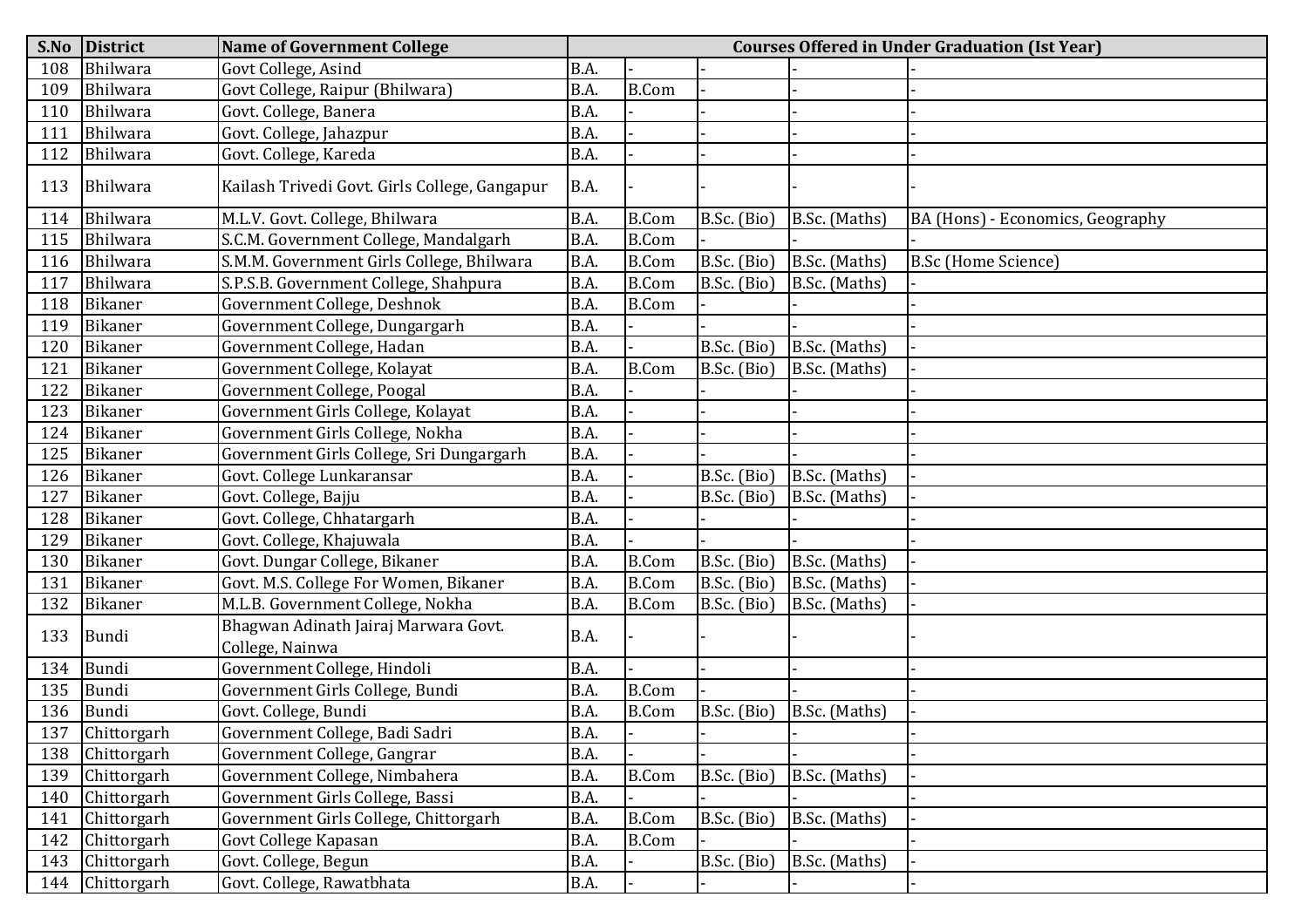| S.No | District | Name of Government College | Courses Offered in Under Graduation (Ist Year) | | | | |
|---|---|---|---|---|---|---|---|
| 108 | Bhilwara | Govt College, Asind | B.A. | - | - | - | - |
| 109 | Bhilwara | Govt College, Raipur (Bhilwara) | B.A. | B.Com | - | - | - |
| 110 | Bhilwara | Govt. College, Banera | B.A. | - | - | - | - |
| 111 | Bhilwara | Govt. College, Jahazpur | B.A. | - | - | - | - |
| 112 | Bhilwara | Govt. College, Kareda | B.A. | - | - | - | - |
| 113 | Bhilwara | Kailash Trivedi Govt. Girls College, Gangapur | B.A. | - | - | - | - |
| 114 | Bhilwara | M.L.V. Govt. College, Bhilwara | B.A. | B.Com | B.Sc. (Bio) | B.Sc. (Maths) | BA (Hons) - Economics, Geography |
| 115 | Bhilwara | S.C.M. Government College, Mandalgarh | B.A. | B.Com | - | - | - |
| 116 | Bhilwara | S.M.M. Government Girls College, Bhilwara | B.A. | B.Com | B.Sc. (Bio) | B.Sc. (Maths) | B.Sc (Home Science) |
| 117 | Bhilwara | S.P.S.B. Government College, Shahpura | B.A. | B.Com | B.Sc. (Bio) | B.Sc. (Maths) | - |
| 118 | Bikaner | Government College, Deshnok | B.A. | B.Com | - | - | - |
| 119 | Bikaner | Government College, Dungargarh | B.A. | - | - | - | - |
| 120 | Bikaner | Government College, Hadan | B.A. | - | B.Sc. (Bio) | B.Sc. (Maths) | - |
| 121 | Bikaner | Government College, Kolayat | B.A. | B.Com | B.Sc. (Bio) | B.Sc. (Maths) | - |
| 122 | Bikaner | Government College, Poogal | B.A. | - | - | - | - |
| 123 | Bikaner | Government Girls College, Kolayat | B.A. | - | - | - | - |
| 124 | Bikaner | Government Girls College, Nokha | B.A. | - | - | - | - |
| 125 | Bikaner | Government Girls College, Sri Dungargarh | B.A. | - | - | - | - |
| 126 | Bikaner | Govt. College Lunkaransar | B.A. | - | B.Sc. (Bio) | B.Sc. (Maths) | - |
| 127 | Bikaner | Govt. College, Bajju | B.A. | - | B.Sc. (Bio) | B.Sc. (Maths) | - |
| 128 | Bikaner | Govt. College, Chhatargarh | B.A. | - | - | - | - |
| 129 | Bikaner | Govt. College, Khajuwala | B.A. | - | - | - | - |
| 130 | Bikaner | Govt. Dungar College, Bikaner | B.A. | B.Com | B.Sc. (Bio) | B.Sc. (Maths) | - |
| 131 | Bikaner | Govt. M.S. College For Women, Bikaner | B.A. | B.Com | B.Sc. (Bio) | B.Sc. (Maths) | - |
| 132 | Bikaner | M.L.B. Government College, Nokha | B.A. | B.Com | B.Sc. (Bio) | B.Sc. (Maths) | - |
| 133 | Bundi | Bhagwan Adinath Jairaj Marwara Govt. College, Nainwa | B.A. | - | - | - | - |
| 134 | Bundi | Government College, Hindoli | B.A. | - | - | - | - |
| 135 | Bundi | Government Girls College, Bundi | B.A. | B.Com | - | - | - |
| 136 | Bundi | Govt. College, Bundi | B.A. | B.Com | B.Sc. (Bio) | B.Sc. (Maths) | - |
| 137 | Chittorgarh | Government College, Badi Sadri | B.A. | - | - | - | - |
| 138 | Chittorgarh | Government College, Gangrar | B.A. | - | - | - | - |
| 139 | Chittorgarh | Government College, Nimbahera | B.A. | B.Com | B.Sc. (Bio) | B.Sc. (Maths) | - |
| 140 | Chittorgarh | Government Girls College, Bassi | B.A. | - | - | - | - |
| 141 | Chittorgarh | Government Girls College, Chittorgarh | B.A. | B.Com | B.Sc. (Bio) | B.Sc. (Maths) | - |
| 142 | Chittorgarh | Govt College Kapasan | B.A. | B.Com | - | - | - |
| 143 | Chittorgarh | Govt. College, Begun | B.A. | - | B.Sc. (Bio) | B.Sc. (Maths) | - |
| 144 | Chittorgarh | Govt. College, Rawatbhata | B.A. | - | - | - | - |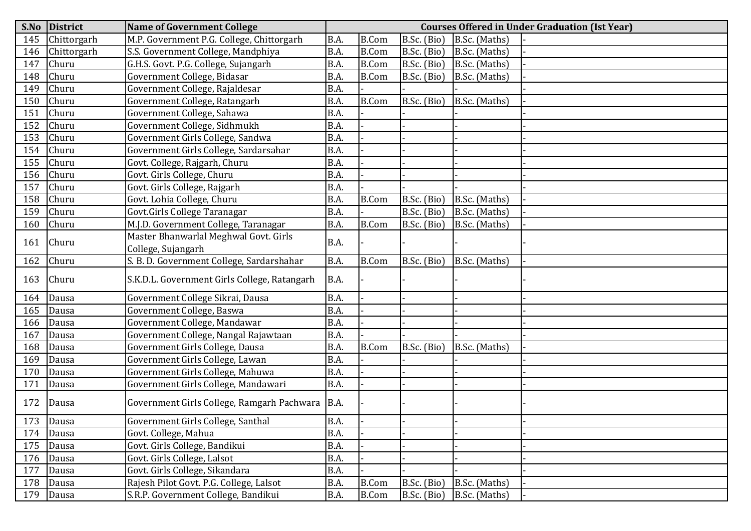| S.No | District | Name of Government College | Courses Offered in Under Graduation (Ist Year) | | | | |
|---|---|---|---|---|---|---|---|
| 145 | Chittorgarh | M.P. Government P.G. College, Chittorgarh | B.A. | B.Com | B.Sc. (Bio) | B.Sc. (Maths) | - |
| 146 | Chittorgarh | S.S. Government College, Mandphiya | B.A. | B.Com | B.Sc. (Bio) | B.Sc. (Maths) | - |
| 147 | Churu | G.H.S. Govt. P.G. College, Sujangarh | B.A. | B.Com | B.Sc. (Bio) | B.Sc. (Maths) | - |
| 148 | Churu | Government College, Bidasar | B.A. | B.Com | B.Sc. (Bio) | B.Sc. (Maths) | - |
| 149 | Churu | Government College, Rajaldesar | B.A. | - | - | - | - |
| 150 | Churu | Government College, Ratangarh | B.A. | B.Com | B.Sc. (Bio) | B.Sc. (Maths) | - |
| 151 | Churu | Government College, Sahawa | B.A. | - | - | - | - |
| 152 | Churu | Government College, Sidhmukh | B.A. | - | - | - | - |
| 153 | Churu | Government Girls College, Sandwa | B.A. | - | - | - | - |
| 154 | Churu | Government Girls College, Sardarsahar | B.A. | - | - | - | - |
| 155 | Churu | Govt. College, Rajgarh, Churu | B.A. | - | - | - | - |
| 156 | Churu | Govt. Girls College, Churu | B.A. | - | - | - | - |
| 157 | Churu | Govt. Girls College, Rajgarh | B.A. | - | - | - | - |
| 158 | Churu | Govt. Lohia College, Churu | B.A. | B.Com | B.Sc. (Bio) | B.Sc. (Maths) | - |
| 159 | Churu | Govt.Girls College Taranagar | B.A. | - | B.Sc. (Bio) | B.Sc. (Maths) | - |
| 160 | Churu | M.J.D. Government College, Taranagar | B.A. | B.Com | B.Sc. (Bio) | B.Sc. (Maths) | - |
| 161 | Churu | Master Bhanwarlal Meghwal Govt. Girls College, Sujangarh | B.A. | - | - | - | - |
| 162 | Churu | S. B. D. Government College, Sardarshahar | B.A. | B.Com | B.Sc. (Bio) | B.Sc. (Maths) | - |
| 163 | Churu | S.K.D.L. Government Girls College, Ratangarh | B.A. | - | - | - | - |
| 164 | Dausa | Government College Sikrai, Dausa | B.A. | - | - | - | - |
| 165 | Dausa | Government College, Baswa | B.A. | - | - | - | - |
| 166 | Dausa | Government College, Mandawar | B.A. | - | - | - | - |
| 167 | Dausa | Government College, Nangal Rajawtaan | B.A. | - | - | - | - |
| 168 | Dausa | Government Girls College, Dausa | B.A. | B.Com | B.Sc. (Bio) | B.Sc. (Maths) | - |
| 169 | Dausa | Government Girls College, Lawan | B.A. | - | - | - | - |
| 170 | Dausa | Government Girls College, Mahuwa | B.A. | - | - | - | - |
| 171 | Dausa | Government Girls College, Mandawari | B.A. | - | - | - | - |
| 172 | Dausa | Government Girls College, Ramgarh Pachwara | B.A. | - | - | - | - |
| 173 | Dausa | Government Girls College, Santhal | B.A. | - | - | - | - |
| 174 | Dausa | Govt. College, Mahua | B.A. | - | - | - | - |
| 175 | Dausa | Govt. Girls College, Bandikui | B.A. | - | - | - | - |
| 176 | Dausa | Govt. Girls College, Lalsot | B.A. | - | - | - | - |
| 177 | Dausa | Govt. Girls College, Sikandara | B.A. | - | - | - | - |
| 178 | Dausa | Rajesh Pilot Govt. P.G. College, Lalsot | B.A. | B.Com | B.Sc. (Bio) | B.Sc. (Maths) | - |
| 179 | Dausa | S.R.P. Government College, Bandikui | B.A. | B.Com | B.Sc. (Bio) | B.Sc. (Maths) | - |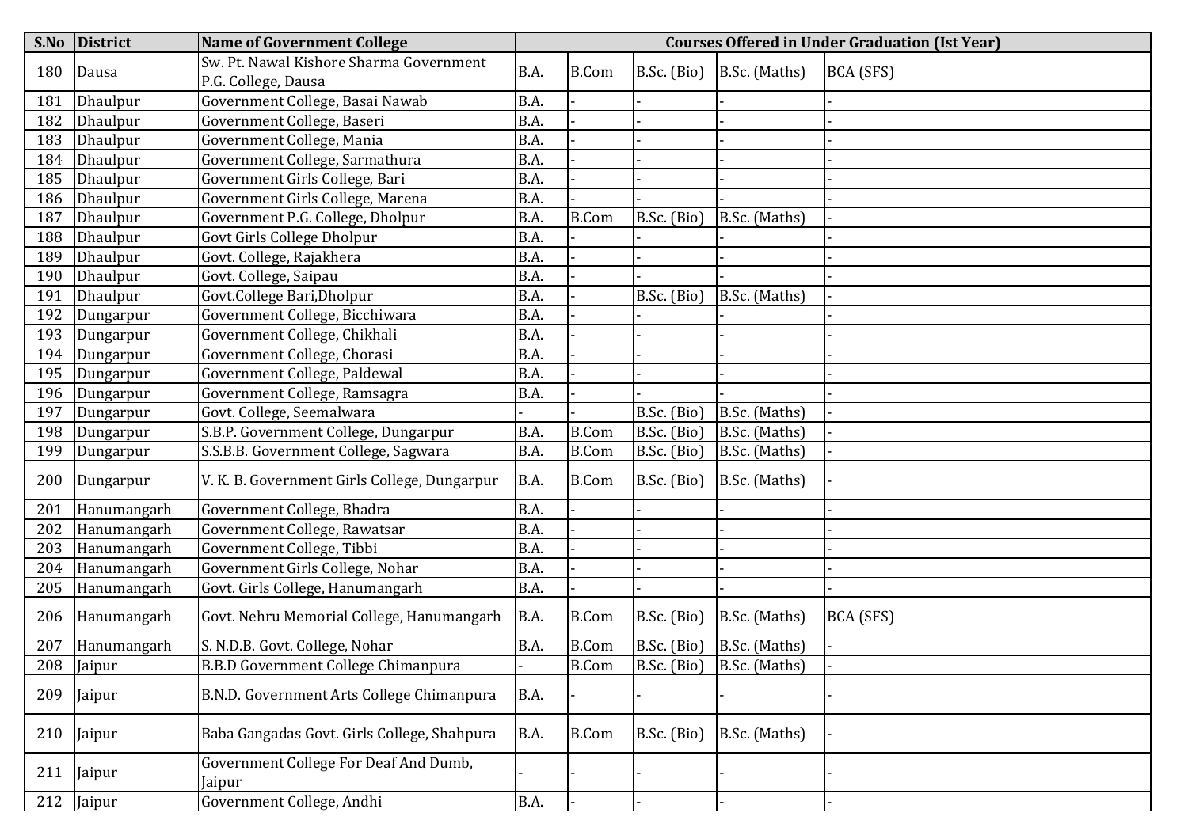| S.No | District | Name of Government College | Courses Offered in Under Graduation (Ist Year) | | | | |
|---|---|---|---|---|---|---|---|
| 180 | Dausa | Sw. Pt. Nawal Kishore Sharma Government P.G. College, Dausa | B.A. | B.Com | B.Sc. (Bio) | B.Sc. (Maths) | BCA (SFS) |
| 181 | Dhaulpur | Government College, Basai Nawab | B.A. | - | - | - | - |
| 182 | Dhaulpur | Government College, Baseri | B.A. | - | - | - | - |
| 183 | Dhaulpur | Government College, Mania | B.A. | - | - | - | - |
| 184 | Dhaulpur | Government College, Sarmathura | B.A. | - | - | - | - |
| 185 | Dhaulpur | Government Girls College, Bari | B.A. | - | - | - | - |
| 186 | Dhaulpur | Government Girls College, Marena | B.A. | - | - | - | - |
| 187 | Dhaulpur | Government P.G. College, Dholpur | B.A. | B.Com | B.Sc. (Bio) | B.Sc. (Maths) | - |
| 188 | Dhaulpur | Govt Girls College Dholpur | B.A. | - | - | - | - |
| 189 | Dhaulpur | Govt. College, Rajakhera | B.A. | - | - | - | - |
| 190 | Dhaulpur | Govt. College, Saipau | B.A. | - | - | - | - |
| 191 | Dhaulpur | Govt.College Bari,Dholpur | B.A. | - | B.Sc. (Bio) | B.Sc. (Maths) | - |
| 192 | Dungarpur | Government College, Bicchiwara | B.A. | - | - | - | - |
| 193 | Dungarpur | Government College, Chikhali | B.A. | - | - | - | - |
| 194 | Dungarpur | Government College, Chorasi | B.A. | - | - | - | - |
| 195 | Dungarpur | Government College, Paldewal | B.A. | - | - | - | - |
| 196 | Dungarpur | Government College, Ramsagra | B.A. | - | - | - | - |
| 197 | Dungarpur | Govt. College, Seemalwara | - | - | B.Sc. (Bio) | B.Sc. (Maths) | - |
| 198 | Dungarpur | S.B.P. Government College, Dungarpur | B.A. | B.Com | B.Sc. (Bio) | B.Sc. (Maths) | - |
| 199 | Dungarpur | S.S.B.B. Government College, Sagwara | B.A. | B.Com | B.Sc. (Bio) | B.Sc. (Maths) | - |
| 200 | Dungarpur | V. K. B. Government Girls College, Dungarpur | B.A. | B.Com | B.Sc. (Bio) | B.Sc. (Maths) | - |
| 201 | Hanumangarh | Government College, Bhadra | B.A. | - | - | - | - |
| 202 | Hanumangarh | Government College, Rawatsar | B.A. | - | - | - | - |
| 203 | Hanumangarh | Government College, Tibbi | B.A. | - | - | - | - |
| 204 | Hanumangarh | Government Girls College, Nohar | B.A. | - | - | - | - |
| 205 | Hanumangarh | Govt. Girls College, Hanumangarh | B.A. | - | - | - | - |
| 206 | Hanumangarh | Govt. Nehru Memorial College, Hanumangarh | B.A. | B.Com | B.Sc. (Bio) | B.Sc. (Maths) | BCA (SFS) |
| 207 | Hanumangarh | S. N.D.B. Govt. College, Nohar | B.A. | B.Com | B.Sc. (Bio) | B.Sc. (Maths) | - |
| 208 | Jaipur | B.B.D Government College Chimanpura | - | B.Com | B.Sc. (Bio) | B.Sc. (Maths) | - |
| 209 | Jaipur | B.N.D. Government Arts College Chimanpura | B.A. | - | - | - | - |
| 210 | Jaipur | Baba Gangadas Govt. Girls College, Shahpura | B.A. | B.Com | B.Sc. (Bio) | B.Sc. (Maths) | - |
| 211 | Jaipur | Government College For Deaf And Dumb, Jaipur | - | - | - | - | - |
| 212 | Jaipur | Government College, Andhi | B.A. | - | - | - | - |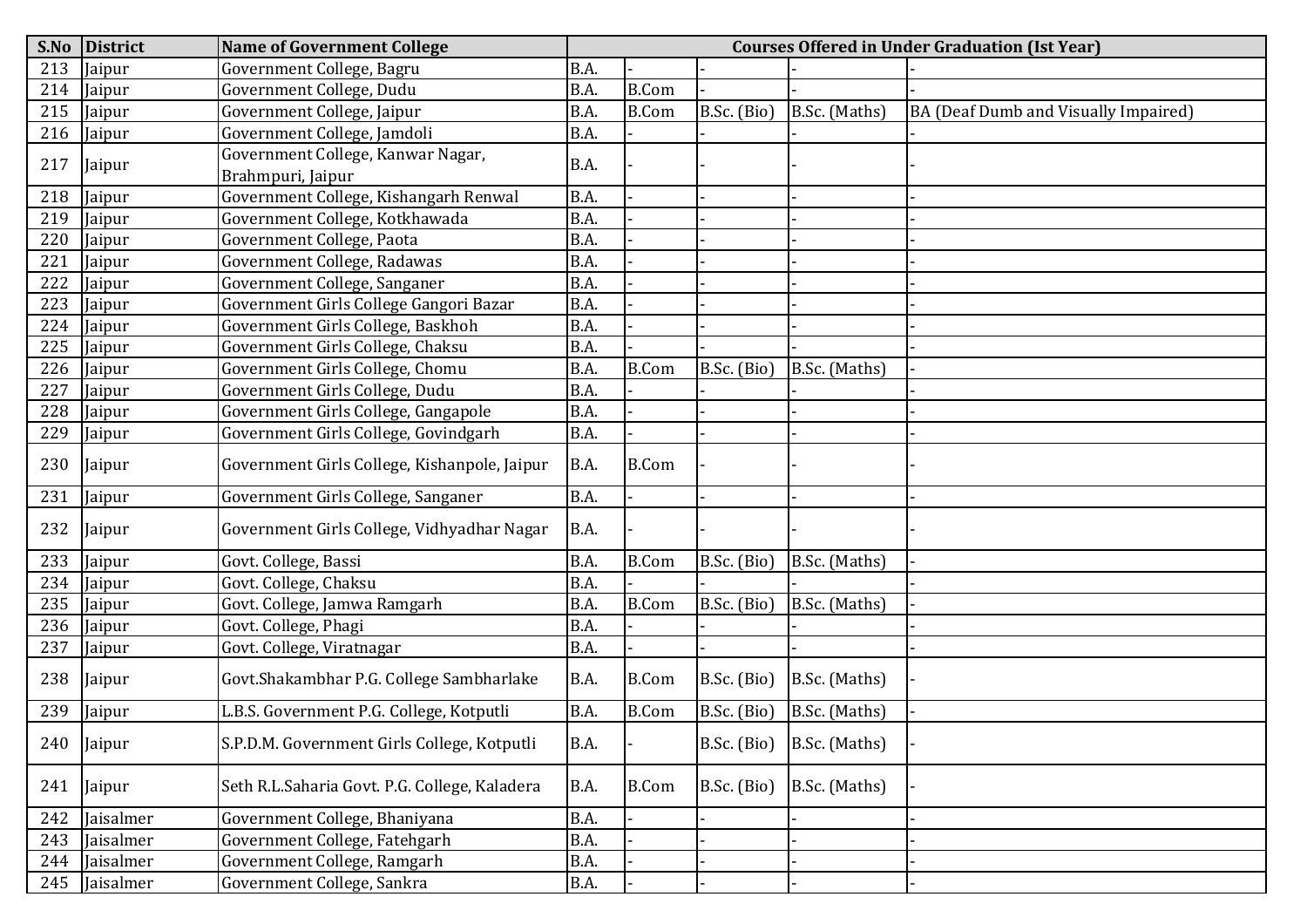| S.No | District | Name of Government College | Courses Offered in Under Graduation (Ist Year) | | | | |
|---|---|---|---|---|---|---|---|
| 213 | Jaipur | Government College, Bagru | B.A. | - | - | - | - |
| 214 | Jaipur | Government College, Dudu | B.A. | B.Com | - | - | - |
| 215 | Jaipur | Government College, Jaipur | B.A. | B.Com | B.Sc. (Bio) | B.Sc. (Maths) | BA (Deaf Dumb and Visually Impaired) |
| 216 | Jaipur | Government College, Jamdoli | B.A. | - | - | - | - |
| 217 | Jaipur | Government College, Kanwar Nagar, Brahmpuri, Jaipur | B.A. | - | - | - | - |
| 218 | Jaipur | Government College, Kishangarh Renwal | B.A. | - | - | - | - |
| 219 | Jaipur | Government College, Kotkhawada | B.A. | - | - | - | - |
| 220 | Jaipur | Government College, Paota | B.A. | - | - | - | - |
| 221 | Jaipur | Government College, Radawas | B.A. | - | - | - | - |
| 222 | Jaipur | Government College, Sanganer | B.A. | - | - | - | - |
| 223 | Jaipur | Government Girls College Gangori Bazar | B.A. | - | - | - | - |
| 224 | Jaipur | Government Girls College, Baskhoh | B.A. | - | - | - | - |
| 225 | Jaipur | Government Girls College, Chaksu | B.A. | - | - | - | - |
| 226 | Jaipur | Government Girls College, Chomu | B.A. | B.Com | B.Sc. (Bio) | B.Sc. (Maths) | - |
| 227 | Jaipur | Government Girls College, Dudu | B.A. | - | - | - | - |
| 228 | Jaipur | Government Girls College, Gangapole | B.A. | - | - | - | - |
| 229 | Jaipur | Government Girls College, Govindgarh | B.A. | - | - | - | - |
| 230 | Jaipur | Government Girls College, Kishanpole, Jaipur | B.A. | B.Com | - | - | - |
| 231 | Jaipur | Government Girls College, Sanganer | B.A. | - | - | - | - |
| 232 | Jaipur | Government Girls College, Vidhyadhar Nagar | B.A. | - | - | - | - |
| 233 | Jaipur | Govt. College, Bassi | B.A. | B.Com | B.Sc. (Bio) | B.Sc. (Maths) | - |
| 234 | Jaipur | Govt. College, Chaksu | B.A. | - | - | - | - |
| 235 | Jaipur | Govt. College, Jamwa Ramgarh | B.A. | B.Com | B.Sc. (Bio) | B.Sc. (Maths) | - |
| 236 | Jaipur | Govt. College, Phagi | B.A. | - | - | - | - |
| 237 | Jaipur | Govt. College, Viratnagar | B.A. | - | - | - | - |
| 238 | Jaipur | Govt.Shakambhar P.G. College Sambharlake | B.A. | B.Com | B.Sc. (Bio) | B.Sc. (Maths) | - |
| 239 | Jaipur | L.B.S. Government P.G. College, Kotputli | B.A. | B.Com | B.Sc. (Bio) | B.Sc. (Maths) | - |
| 240 | Jaipur | S.P.D.M. Government Girls College, Kotputli | B.A. | - | B.Sc. (Bio) | B.Sc. (Maths) | - |
| 241 | Jaipur | Seth R.L.Saharia Govt. P.G. College, Kaladera | B.A. | B.Com | B.Sc. (Bio) | B.Sc. (Maths) | - |
| 242 | Jaisalmer | Government College, Bhaniyana | B.A. | - | - | - | - |
| 243 | Jaisalmer | Government College, Fatehgarh | B.A. | - | - | - | - |
| 244 | Jaisalmer | Government College, Ramgarh | B.A. | - | - | - | - |
| 245 | Jaisalmer | Government College, Sankra | B.A. | - | - | - | - |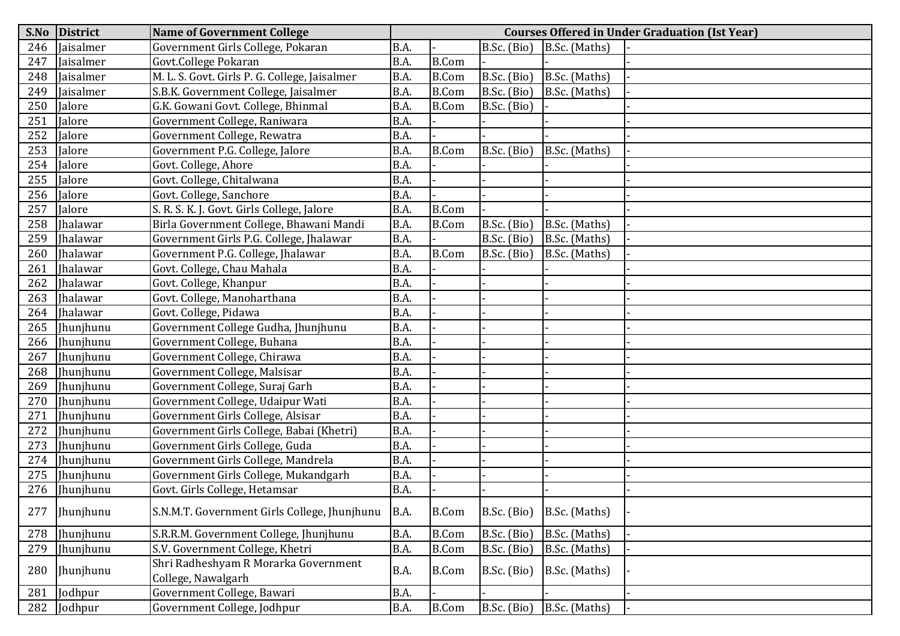| S.No | District | Name of Government College | Courses Offered in Under Graduation (Ist Year) | | | | |
|---|---|---|---|---|---|---|---|
| 246 | Jaisalmer | Government Girls College, Pokaran | B.A. | - | B.Sc. (Bio) | B.Sc. (Maths) | - |
| 247 | Jaisalmer | Govt.College Pokaran | B.A. | B.Com | - | - | - |
| 248 | Jaisalmer | M. L. S. Govt. Girls P. G. College, Jaisalmer | B.A. | B.Com | B.Sc. (Bio) | B.Sc. (Maths) | - |
| 249 | Jaisalmer | S.B.K. Government College, Jaisalmer | B.A. | B.Com | B.Sc. (Bio) | B.Sc. (Maths) | - |
| 250 | Jalore | G.K. Gowani Govt. College, Bhinmal | B.A. | B.Com | B.Sc. (Bio) | - | - |
| 251 | Jalore | Government College, Raniwara | B.A. | - | - | - | - |
| 252 | Jalore | Government College, Rewatra | B.A. | - | - | - | - |
| 253 | Jalore | Government P.G. College, Jalore | B.A. | B.Com | B.Sc. (Bio) | B.Sc. (Maths) | - |
| 254 | Jalore | Govt. College, Ahore | B.A. | - | - | - | - |
| 255 | Jalore | Govt. College, Chitalwana | B.A. | - | - | - | - |
| 256 | Jalore | Govt. College, Sanchore | B.A. | - | - | - | - |
| 257 | Jalore | S. R. S. K. J. Govt. Girls College, Jalore | B.A. | B.Com | - | - | - |
| 258 | Jhalawar | Birla Government College, Bhawani Mandi | B.A. | B.Com | B.Sc. (Bio) | B.Sc. (Maths) | - |
| 259 | Jhalawar | Government Girls P.G. College, Jhalawar | B.A. | - | B.Sc. (Bio) | B.Sc. (Maths) | - |
| 260 | Jhalawar | Government P.G. College, Jhalawar | B.A. | B.Com | B.Sc. (Bio) | B.Sc. (Maths) | - |
| 261 | Jhalawar | Govt. College, Chau Mahala | B.A. | - | - | - | - |
| 262 | Jhalawar | Govt. College, Khanpur | B.A. | - | - | - | - |
| 263 | Jhalawar | Govt. College, Manoharthana | B.A. | - | - | - | - |
| 264 | Jhalawar | Govt. College, Pidawa | B.A. | - | - | - | - |
| 265 | Jhunjhunu | Government College Gudha, Jhunjhunu | B.A. | - | - | - | - |
| 266 | Jhunjhunu | Government College, Buhana | B.A. | - | - | - | - |
| 267 | Jhunjhunu | Government College, Chirawa | B.A. | - | - | - | - |
| 268 | Jhunjhunu | Government College, Malsisar | B.A. | - | - | - | - |
| 269 | Jhunjhunu | Government College, Suraj Garh | B.A. | - | - | - | - |
| 270 | Jhunjhunu | Government College, Udaipur Wati | B.A. | - | - | - | - |
| 271 | Jhunjhunu | Government Girls College, Alsisar | B.A. | - | - | - | - |
| 272 | Jhunjhunu | Government Girls College, Babai (Khetri) | B.A. | - | - | - | - |
| 273 | Jhunjhunu | Government Girls College, Guda | B.A. | - | - | - | - |
| 274 | Jhunjhunu | Government Girls College, Mandrela | B.A. | - | - | - | - |
| 275 | Jhunjhunu | Government Girls College, Mukandgarh | B.A. | - | - | - | - |
| 276 | Jhunjhunu | Govt. Girls College, Hetamsar | B.A. | - | - | - | - |
| 277 | Jhunjhunu | S.N.M.T. Government Girls College, Jhunjhunu | B.A. | B.Com | B.Sc. (Bio) | B.Sc. (Maths) | - |
| 278 | Jhunjhunu | S.R.R.M. Government College, Jhunjhunu | B.A. | B.Com | B.Sc. (Bio) | B.Sc. (Maths) | - |
| 279 | Jhunjhunu | S.V. Government College, Khetri | B.A. | B.Com | B.Sc. (Bio) | B.Sc. (Maths) | - |
| 280 | Jhunjhunu | Shri Radheshyam R Morarka Government College, Nawalgarh | B.A. | B.Com | B.Sc. (Bio) | B.Sc. (Maths) | - |
| 281 | Jodhpur | Government College, Bawari | B.A. | - | - | - | - |
| 282 | Jodhpur | Government College, Jodhpur | B.A. | B.Com | B.Sc. (Bio) | B.Sc. (Maths) | - |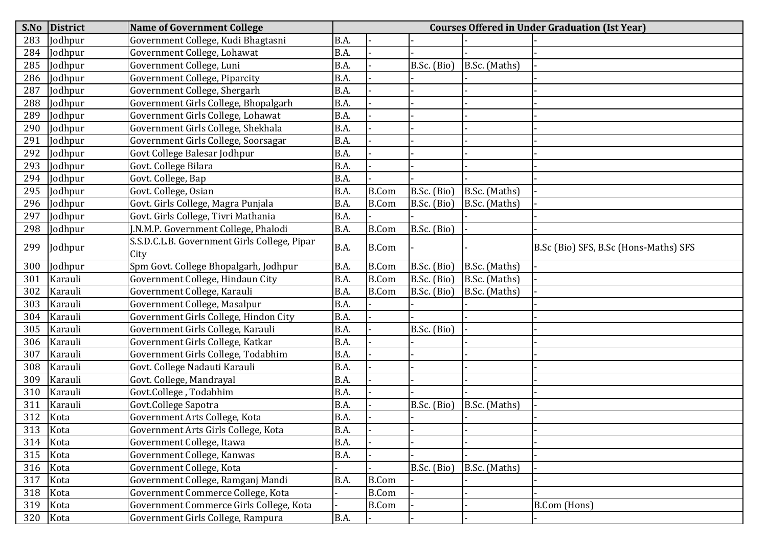| S.No | District | Name of Government College | Courses Offered in Under Graduation (Ist Year) | | | | |
|---|---|---|---|---|---|---|---|
| 283 | Jodhpur | Government College, Kudi Bhagtasni | B.A. | - | - | - | - |
| 284 | Jodhpur | Government College, Lohawat | B.A. | - | - | - | - |
| 285 | Jodhpur | Government College, Luni | B.A. | - | B.Sc. (Bio) | B.Sc. (Maths) | - |
| 286 | Jodhpur | Government College, Piparcity | B.A. | - | - | - | - |
| 287 | Jodhpur | Government College, Shergarh | B.A. | - | - | - | - |
| 288 | Jodhpur | Government Girls College, Bhopalgarh | B.A. | - | - | - | - |
| 289 | Jodhpur | Government Girls College, Lohawat | B.A. | - | - | - | - |
| 290 | Jodhpur | Government Girls College, Shekhala | B.A. | - | - | - | - |
| 291 | Jodhpur | Government Girls College, Soorsagar | B.A. | - | - | - | - |
| 292 | Jodhpur | Govt College Balesar Jodhpur | B.A. | - | - | - | - |
| 293 | Jodhpur | Govt. College Bilara | B.A. | - | - | - | - |
| 294 | Jodhpur | Govt. College, Bap | B.A. | - | - | - | - |
| 295 | Jodhpur | Govt. College, Osian | B.A. | B.Com | B.Sc. (Bio) | B.Sc. (Maths) | - |
| 296 | Jodhpur | Govt. Girls College, Magra Punjala | B.A. | B.Com | B.Sc. (Bio) | B.Sc. (Maths) | - |
| 297 | Jodhpur | Govt. Girls College, Tivri Mathania | B.A. | - | - | - | - |
| 298 | Jodhpur | J.N.M.P. Government College, Phalodi | B.A. | B.Com | B.Sc. (Bio) | - | - |
| 299 | Jodhpur | S.S.D.C.L.B. Government Girls College, Pipar City | B.A. | B.Com | - | - | B.Sc (Bio) SFS, B.Sc (Hons-Maths) SFS |
| 300 | Jodhpur | Spm Govt. College Bhopalgarh, Jodhpur | B.A. | B.Com | B.Sc. (Bio) | B.Sc. (Maths) | - |
| 301 | Karauli | Government College, Hindaun City | B.A. | B.Com | B.Sc. (Bio) | B.Sc. (Maths) | - |
| 302 | Karauli | Government College, Karauli | B.A. | B.Com | B.Sc. (Bio) | B.Sc. (Maths) | - |
| 303 | Karauli | Government College, Masalpur | B.A. | - | - | - | - |
| 304 | Karauli | Government Girls College, Hindon City | B.A. | - | - | - | - |
| 305 | Karauli | Government Girls College, Karauli | B.A. | - | B.Sc. (Bio) | - | - |
| 306 | Karauli | Government Girls College, Katkar | B.A. | - | - | - | - |
| 307 | Karauli | Government Girls College, Todabhim | B.A. | - | - | - | - |
| 308 | Karauli | Govt. College Nadauti Karauli | B.A. | - | - | - | - |
| 309 | Karauli | Govt. College, Mandrayal | B.A. | - | - | - | - |
| 310 | Karauli | Govt.College , Todabhim | B.A. | - | - | - | - |
| 311 | Karauli | Govt.College Sapotra | B.A. | - | B.Sc. (Bio) | B.Sc. (Maths) | - |
| 312 | Kota | Government Arts College, Kota | B.A. | - | - | - | - |
| 313 | Kota | Government Arts Girls College, Kota | B.A. | - | - | - | - |
| 314 | Kota | Government College, Itawa | B.A. | - | - | - | - |
| 315 | Kota | Government College, Kanwas | B.A. | - | - | - | - |
| 316 | Kota | Government College, Kota | - | - | B.Sc. (Bio) | B.Sc. (Maths) | - |
| 317 | Kota | Government College, Ramganj Mandi | B.A. | B.Com | - | - | - |
| 318 | Kota | Government Commerce College, Kota | - | B.Com | - | - | - |
| 319 | Kota | Government Commerce Girls College, Kota | - | B.Com | - | - | B.Com (Hons) |
| 320 | Kota | Government Girls College, Rampura | B.A. | - | - | - | - |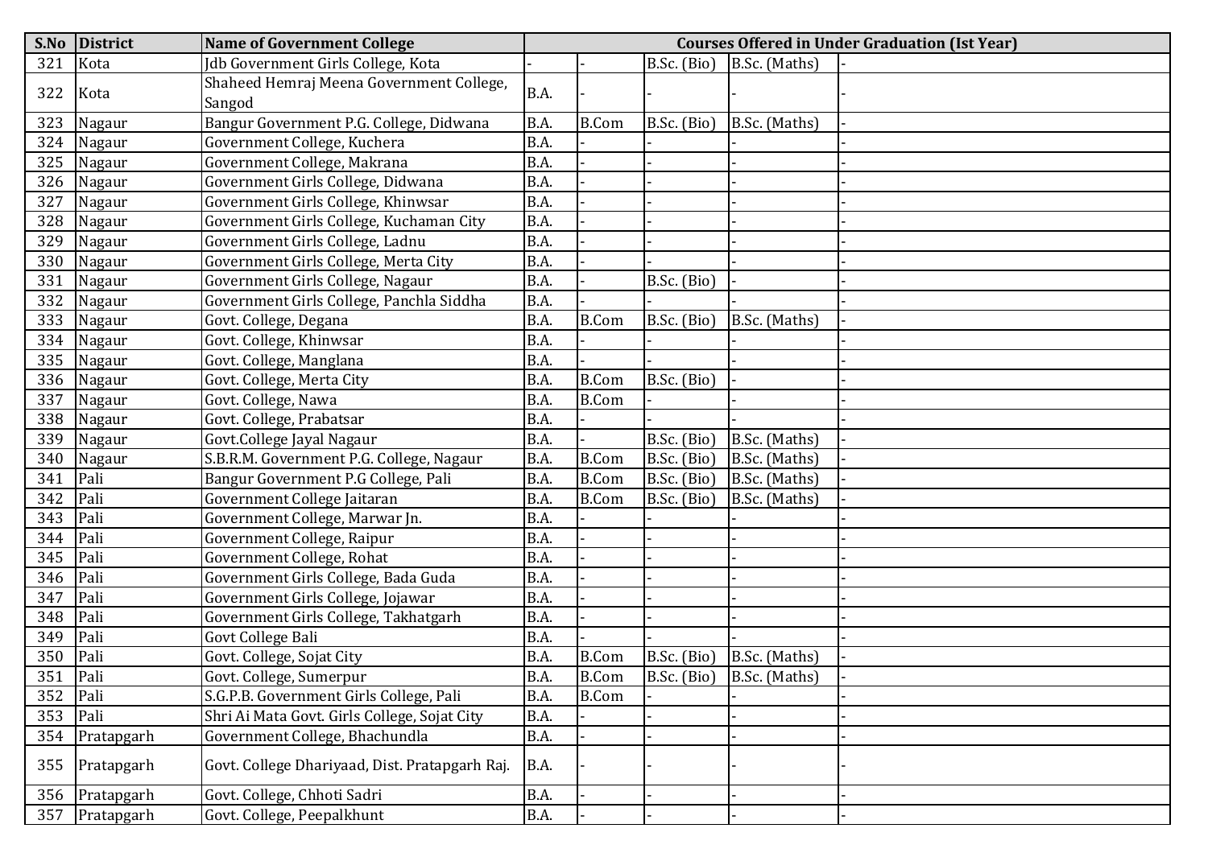| S.No | District | Name of Government College | Courses Offered in Under Graduation (Ist Year) | | | | |
|---|---|---|---|---|---|---|---|
| 321 | Kota | Jdb Government Girls College, Kota | - | - | B.Sc. (Bio) | B.Sc. (Maths) | - |
| 322 | Kota | Shaheed Hemraj Meena Government College, Sangod | B.A. | - | - | - | - |
| 323 | Nagaur | Bangur Government P.G. College, Didwana | B.A. | B.Com | B.Sc. (Bio) | B.Sc. (Maths) | - |
| 324 | Nagaur | Government College, Kuchera | B.A. | - | - | - | - |
| 325 | Nagaur | Government College, Makrana | B.A. | - | - | - | - |
| 326 | Nagaur | Government Girls College, Didwana | B.A. | - | - | - | - |
| 327 | Nagaur | Government Girls College, Khinwsar | B.A. | - | - | - | - |
| 328 | Nagaur | Government Girls College, Kuchaman City | B.A. | - | - | - | - |
| 329 | Nagaur | Government Girls College, Ladnu | B.A. | - | - | - | - |
| 330 | Nagaur | Government Girls College, Merta City | B.A. | - | - | - | - |
| 331 | Nagaur | Government Girls College, Nagaur | B.A. | - | B.Sc. (Bio) | - | - |
| 332 | Nagaur | Government Girls College, Panchla Siddha | B.A. | - | - | - | - |
| 333 | Nagaur | Govt. College, Degana | B.A. | B.Com | B.Sc. (Bio) | B.Sc. (Maths) | - |
| 334 | Nagaur | Govt. College, Khinwsar | B.A. | - | - | - | - |
| 335 | Nagaur | Govt. College, Manglana | B.A. | - | - | - | - |
| 336 | Nagaur | Govt. College, Merta City | B.A. | B.Com | B.Sc. (Bio) | - | - |
| 337 | Nagaur | Govt. College, Nawa | B.A. | B.Com | - | - | - |
| 338 | Nagaur | Govt. College, Prabatsar | B.A. | - | - | - | - |
| 339 | Nagaur | Govt.College Jayal Nagaur | B.A. | - | B.Sc. (Bio) | B.Sc. (Maths) | - |
| 340 | Nagaur | S.B.R.M. Government P.G. College, Nagaur | B.A. | B.Com | B.Sc. (Bio) | B.Sc. (Maths) | - |
| 341 | Pali | Bangur Government P.G College, Pali | B.A. | B.Com | B.Sc. (Bio) | B.Sc. (Maths) | - |
| 342 | Pali | Government College Jaitaran | B.A. | B.Com | B.Sc. (Bio) | B.Sc. (Maths) | - |
| 343 | Pali | Government College, Marwar Jn. | B.A. | - | - | - | - |
| 344 | Pali | Government College, Raipur | B.A. | - | - | - | - |
| 345 | Pali | Government College, Rohat | B.A. | - | - | - | - |
| 346 | Pali | Government Girls College, Bada Guda | B.A. | - | - | - | - |
| 347 | Pali | Government Girls College, Jojawar | B.A. | - | - | - | - |
| 348 | Pali | Government Girls College, Takhatgarh | B.A. | - | - | - | - |
| 349 | Pali | Govt College Bali | B.A. | - | - | - | - |
| 350 | Pali | Govt. College, Sojat City | B.A. | B.Com | B.Sc. (Bio) | B.Sc. (Maths) | - |
| 351 | Pali | Govt. College, Sumerpur | B.A. | B.Com | B.Sc. (Bio) | B.Sc. (Maths) | - |
| 352 | Pali | S.G.P.B. Government Girls College, Pali | B.A. | B.Com | - | - | - |
| 353 | Pali | Shri Ai Mata Govt. Girls College, Sojat City | B.A. | - | - | - | - |
| 354 | Pratapgarh | Government College, Bhachundla | B.A. | - | - | - | - |
| 355 | Pratapgarh | Govt. College Dhariyaad, Dist. Pratapgarh Raj. | B.A. | - | - | - | - |
| 356 | Pratapgarh | Govt. College, Chhoti Sadri | B.A. | - | - | - | - |
| 357 | Pratapgarh | Govt. College, Peepalkhunt | B.A. | - | - | - | - |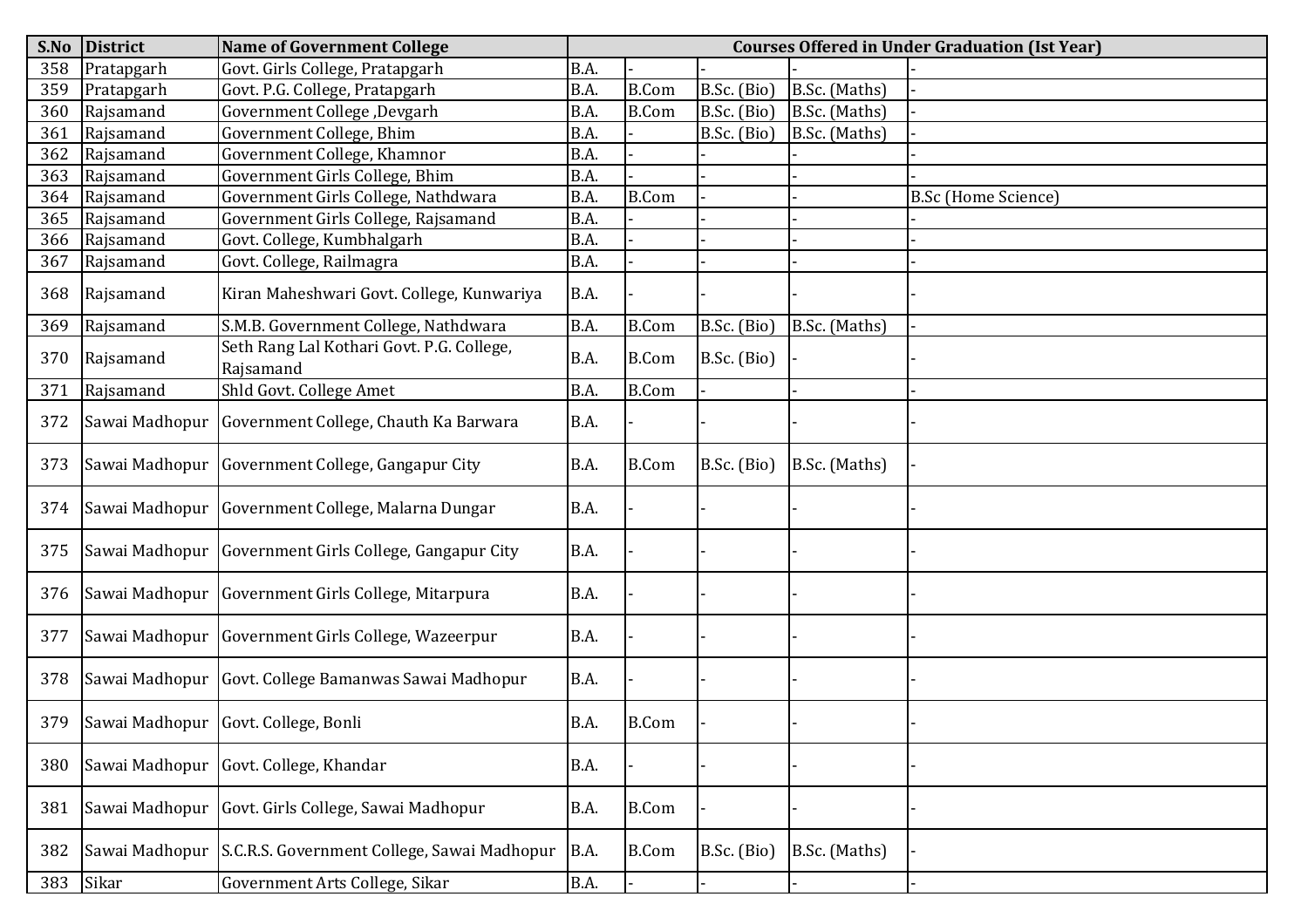| S.No | District | Name of Government College | Courses Offered in Under Graduation (Ist Year) | | | | |
|---|---|---|---|---|---|---|---|
| 358 | Pratapgarh | Govt. Girls College, Pratapgarh | B.A. | - | - | - | - |
| 359 | Pratapgarh | Govt. P.G. College, Pratapgarh | B.A. | B.Com | B.Sc. (Bio) | B.Sc. (Maths) | - |
| 360 | Rajsamand | Government College ,Devgarh | B.A. | B.Com | B.Sc. (Bio) | B.Sc. (Maths) | - |
| 361 | Rajsamand | Government College, Bhim | B.A. | - | B.Sc. (Bio) | B.Sc. (Maths) | - |
| 362 | Rajsamand | Government College, Khamnor | B.A. | - | - | - | - |
| 363 | Rajsamand | Government Girls College, Bhim | B.A. | - | - | - | - |
| 364 | Rajsamand | Government Girls College, Nathdwara | B.A. | B.Com | - | - | B.Sc (Home Science) |
| 365 | Rajsamand | Government Girls College, Rajsamand | B.A. | - | - | - | - |
| 366 | Rajsamand | Govt. College, Kumbhalgarh | B.A. | - | - | - | - |
| 367 | Rajsamand | Govt. College, Railmagra | B.A. | - | - | - | - |
| 368 | Rajsamand | Kiran Maheshwari Govt. College, Kunwariya | B.A. | - | - | - | - |
| 369 | Rajsamand | S.M.B. Government College, Nathdwara | B.A. | B.Com | B.Sc. (Bio) | B.Sc. (Maths) | - |
| 370 | Rajsamand | Seth Rang Lal Kothari Govt. P.G. College, Rajsamand | B.A. | B.Com | B.Sc. (Bio) | - | - |
| 371 | Rajsamand | Shld Govt. College Amet | B.A. | B.Com | - | - | - |
| 372 | Sawai Madhopur | Government College, Chauth Ka Barwara | B.A. | - | - | - | - |
| 373 | Sawai Madhopur | Government College, Gangapur City | B.A. | B.Com | B.Sc. (Bio) | B.Sc. (Maths) | - |
| 374 | Sawai Madhopur | Government College, Malarna Dungar | B.A. | - | - | - | - |
| 375 | Sawai Madhopur | Government Girls College, Gangapur City | B.A. | - | - | - | - |
| 376 | Sawai Madhopur | Government Girls College, Mitarpura | B.A. | - | - | - | - |
| 377 | Sawai Madhopur | Government Girls College, Wazeerpur | B.A. | - | - | - | - |
| 378 | Sawai Madhopur | Govt. College Bamanwas Sawai Madhopur | B.A. | - | - | - | - |
| 379 | Sawai Madhopur | Govt. College, Bonli | B.A. | B.Com | - | - | - |
| 380 | Sawai Madhopur | Govt. College, Khandar | B.A. | - | - | - | - |
| 381 | Sawai Madhopur | Govt. Girls College, Sawai Madhopur | B.A. | B.Com | - | - | - |
| 382 | Sawai Madhopur | S.C.R.S. Government College, Sawai Madhopur | B.A. | B.Com | B.Sc. (Bio) | B.Sc. (Maths) | - |
| 383 | Sikar | Government Arts College, Sikar | B.A. | - | - | - | - |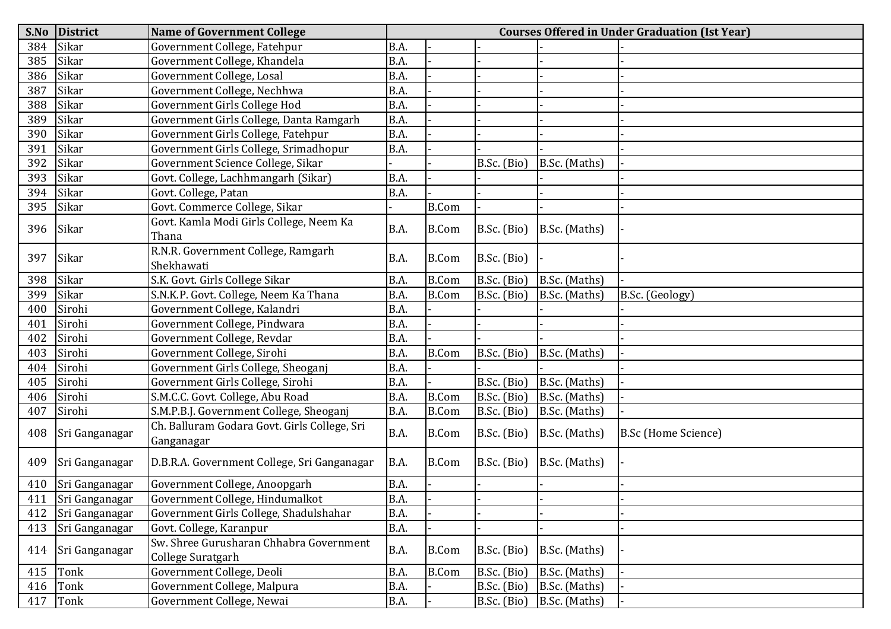| S.No | District | Name of Government College | Courses Offered in Under Graduation (Ist Year) | | | | |
|---|---|---|---|---|---|---|---|
| 384 | Sikar | Government College, Fatehpur | B.A. | - | - | - | - |
| 385 | Sikar | Government College, Khandela | B.A. | - | - | - | - |
| 386 | Sikar | Government College, Losal | B.A. | - | - | - | - |
| 387 | Sikar | Government College, Nechhwa | B.A. | - | - | - | - |
| 388 | Sikar | Government Girls College Hod | B.A. | - | - | - | - |
| 389 | Sikar | Government Girls College, Danta Ramgarh | B.A. | - | - | - | - |
| 390 | Sikar | Government Girls College, Fatehpur | B.A. | - | - | - | - |
| 391 | Sikar | Government Girls College, Srimadhopur | B.A. | - | - | - | - |
| 392 | Sikar | Government Science College, Sikar | - | - | B.Sc. (Bio) | B.Sc. (Maths) | - |
| 393 | Sikar | Govt. College, Lachhmangarh (Sikar) | B.A. | - | - | - | - |
| 394 | Sikar | Govt. College, Patan | B.A. | - | - | - | - |
| 395 | Sikar | Govt. Commerce College, Sikar | - | B.Com | - | - | - |
| 396 | Sikar | Govt. Kamla Modi Girls College, Neem Ka Thana | B.A. | B.Com | B.Sc. (Bio) | B.Sc. (Maths) | - |
| 397 | Sikar | R.N.R. Government College, Ramgarh Shekhawati | B.A. | B.Com | B.Sc. (Bio) | - | - |
| 398 | Sikar | S.K. Govt. Girls College Sikar | B.A. | B.Com | B.Sc. (Bio) | B.Sc. (Maths) | - |
| 399 | Sikar | S.N.K.P. Govt. College, Neem Ka Thana | B.A. | B.Com | B.Sc. (Bio) | B.Sc. (Maths) | B.Sc. (Geology) |
| 400 | Sirohi | Government College, Kalandri | B.A. | - | - | - | - |
| 401 | Sirohi | Government College, Pindwara | B.A. | - | - | - | - |
| 402 | Sirohi | Government College, Revdar | B.A. | - | - | - | - |
| 403 | Sirohi | Government College, Sirohi | B.A. | B.Com | B.Sc. (Bio) | B.Sc. (Maths) | - |
| 404 | Sirohi | Government Girls College, Sheoganj | B.A. | - | - | - | - |
| 405 | Sirohi | Government Girls College, Sirohi | B.A. | - | B.Sc. (Bio) | B.Sc. (Maths) | - |
| 406 | Sirohi | S.M.C.C. Govt. College, Abu Road | B.A. | B.Com | B.Sc. (Bio) | B.Sc. (Maths) | - |
| 407 | Sirohi | S.M.P.B.J. Government College, Sheoganj | B.A. | B.Com | B.Sc. (Bio) | B.Sc. (Maths) | - |
| 408 | Sri Ganganagar | Ch. Balluram Godara Govt. Girls College, Sri Ganganagar | B.A. | B.Com | B.Sc. (Bio) | B.Sc. (Maths) | B.Sc (Home Science) |
| 409 | Sri Ganganagar | D.B.R.A. Government College, Sri Ganganagar | B.A. | B.Com | B.Sc. (Bio) | B.Sc. (Maths) | - |
| 410 | Sri Ganganagar | Government College, Anoopgarh | B.A. | - | - | - | - |
| 411 | Sri Ganganagar | Government College, Hindumalkot | B.A. | - | - | - | - |
| 412 | Sri Ganganagar | Government Girls College, Shadulshahar | B.A. | - | - | - | - |
| 413 | Sri Ganganagar | Govt. College, Karanpur | B.A. | - | - | - | - |
| 414 | Sri Ganganagar | Sw. Shree Gurusharan Chhabra Government College Suratgarh | B.A. | B.Com | B.Sc. (Bio) | B.Sc. (Maths) | - |
| 415 | Tonk | Government College, Deoli | B.A. | B.Com | B.Sc. (Bio) | B.Sc. (Maths) | - |
| 416 | Tonk | Government College, Malpura | B.A. | - | B.Sc. (Bio) | B.Sc. (Maths) | - |
| 417 | Tonk | Government College, Newai | B.A. | - | B.Sc. (Bio) | B.Sc. (Maths) | - |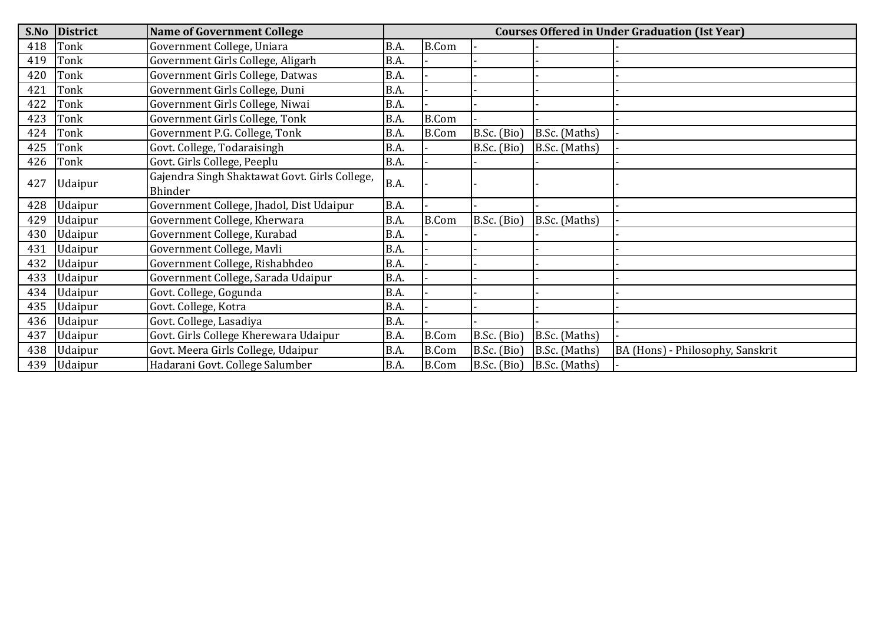| S.No | District | Name of Government College | Courses Offered in Under Graduation (Ist Year) | | | | |
|---|---|---|---|---|---|---|---|
| 418 | Tonk | Government College, Uniara | B.A. | B.Com | - | - | - |
| 419 | Tonk | Government Girls College, Aligarh | B.A. | - | - | - | - |
| 420 | Tonk | Government Girls College, Datwas | B.A. | - | - | - | - |
| 421 | Tonk | Government Girls College, Duni | B.A. | - | - | - | - |
| 422 | Tonk | Government Girls College, Niwai | B.A. | - | - | - | - |
| 423 | Tonk | Government Girls College, Tonk | B.A. | B.Com | - | - | - |
| 424 | Tonk | Government P.G. College, Tonk | B.A. | B.Com | B.Sc. (Bio) | B.Sc. (Maths) | - |
| 425 | Tonk | Govt. College, Todaraisingh | B.A. | - | B.Sc. (Bio) | B.Sc. (Maths) | - |
| 426 | Tonk | Govt. Girls College, Peeplu | B.A. | - | - | - | - |
| 427 | Udaipur | Gajendra Singh Shaktawat Govt. Girls College, Bhinder | B.A. | - | - | - | - |
| 428 | Udaipur | Government College, Jhadol, Dist Udaipur | B.A. | - | - | - | - |
| 429 | Udaipur | Government College, Kherwara | B.A. | B.Com | B.Sc. (Bio) | B.Sc. (Maths) | - |
| 430 | Udaipur | Government College, Kurabad | B.A. | - | - | - | - |
| 431 | Udaipur | Government College, Mavli | B.A. | - | - | - | - |
| 432 | Udaipur | Government College, Rishabhdeo | B.A. | - | - | - | - |
| 433 | Udaipur | Government College, Sarada Udaipur | B.A. | - | - | - | - |
| 434 | Udaipur | Govt. College, Gogunda | B.A. | - | - | - | - |
| 435 | Udaipur | Govt. College, Kotra | B.A. | - | - | - | - |
| 436 | Udaipur | Govt. College, Lasadiya | B.A. | - | - | - | - |
| 437 | Udaipur | Govt. Girls College Kherewara Udaipur | B.A. | B.Com | B.Sc. (Bio) | B.Sc. (Maths) | - |
| 438 | Udaipur | Govt. Meera Girls College, Udaipur | B.A. | B.Com | B.Sc. (Bio) | B.Sc. (Maths) | BA (Hons) - Philosophy, Sanskrit |
| 439 | Udaipur | Hadarani Govt. College Salumber | B.A. | B.Com | B.Sc. (Bio) | B.Sc. (Maths) | - |